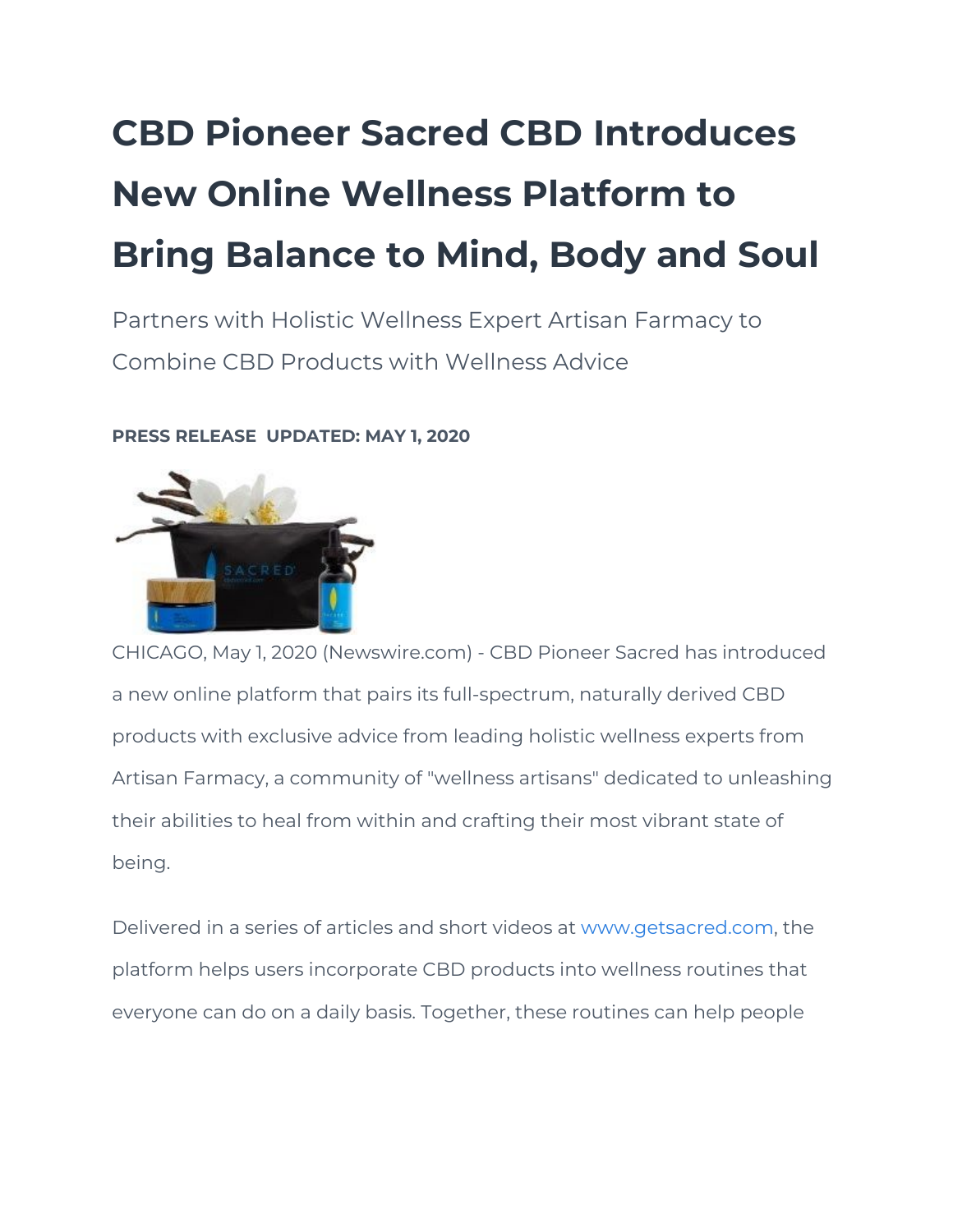# CBD Pioneer Sacred CBD Introduces New Online Wellness Platform to Bring Balance to Mind, Body and Soul

Partners with Holistic Wellness Expert Artisan Farmacy to Combine CBD Products with Wellness Advice

**PRESS RELEASE UPDATED: MAY 1, 2020**

CHICAGO, May 1, 2020 (Newswire.com) - CBD Pioneer Sacred has introduced a new online platform that pairs its full-spectrum, naturally derived CBD products with exclusive advice from leading holistic wellness experts from Artisan Farmacy, a community of "wellness artisans" dedicated to unleashing their abilities to heal from within and crafting their most vibrant state of being.

Delivered in a series of articles and short videos at www.getsacred.com, the platform helps users incorporate CBD products into wellness routines that everyone can do on a daily basis. Together, these routines can help people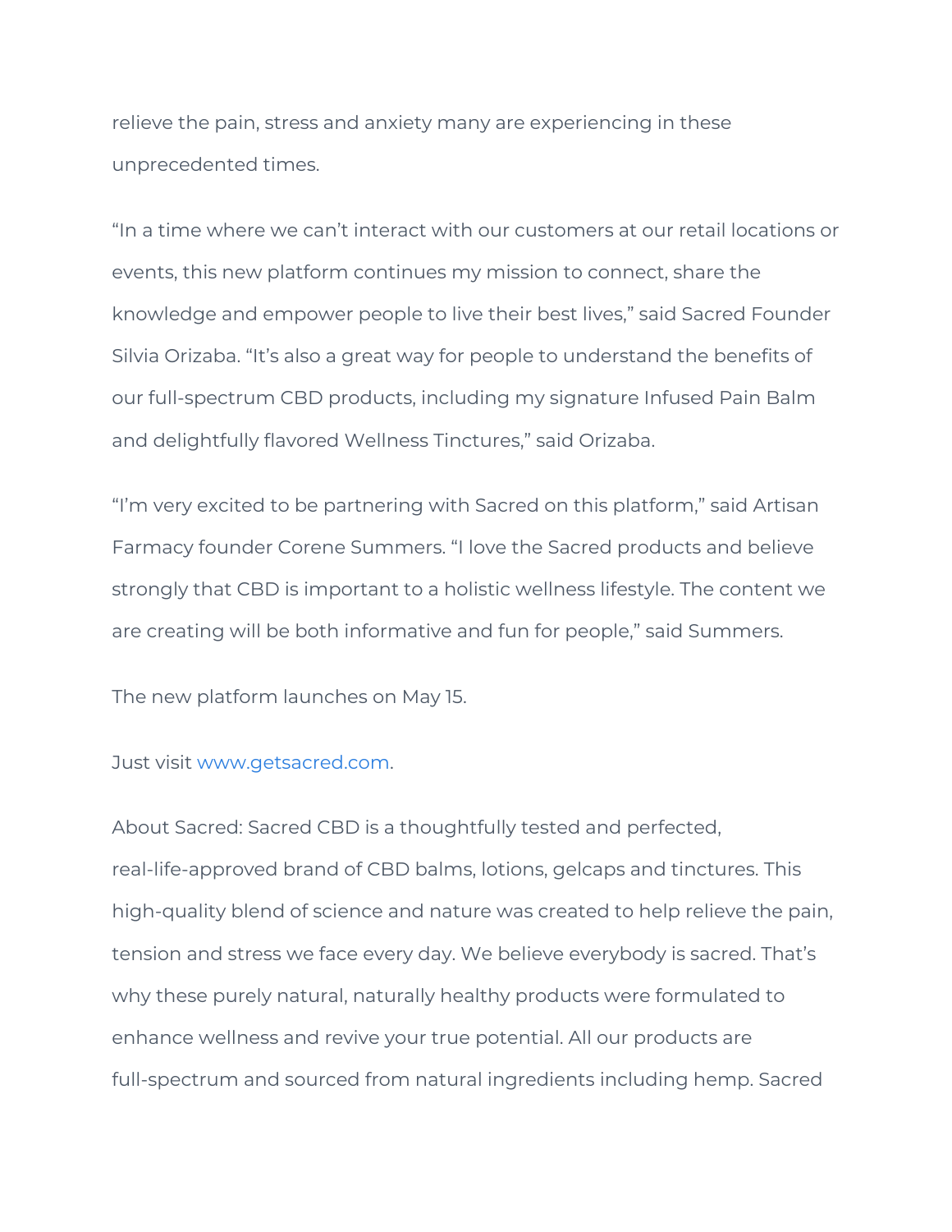relieve the pain, stress and anxiety many are experiencing in these unprecedented times.

“In a time where we can’t interact with our customers at our retail locations or events, this new platform continues my mission to connect, share the knowledge and empower people to live their best lives,” said Sacred Founder Silvia Orizaba. “It’s also a great way for people to understand the benefits of our full-spectrum CBD products, including my signature Infused Pain Balm and delightfully flavored Wellness Tinctures,” said Orizaba.

“I’m very excited to be partnering with Sacred on this platform,” said Artisan Farmacy founder Corene Summers. “I love the Sacred products and believe strongly that CBD is important to a holistic wellness lifestyle. The content we are creating will be both informative and fun for people,” said Summers.

The new platform launches on May 15.

Just visit [www.getsacred.com](http://www.getsacred.com).

About Sacred: Sacred CBD is a thoughtfully tested and perfected, real-life-approved brand of CBD balms, lotions, gelcaps and tinctures. This high-quality blend of science and nature was created to help relieve the pain, tension and stress we face every day. We believe everybody is sacred. That’s why these purely natural, naturally healthy products were formulated to enhance wellness and revive your true potential. All our products are full-spectrum and sourced from natural ingredients including hemp. Sacred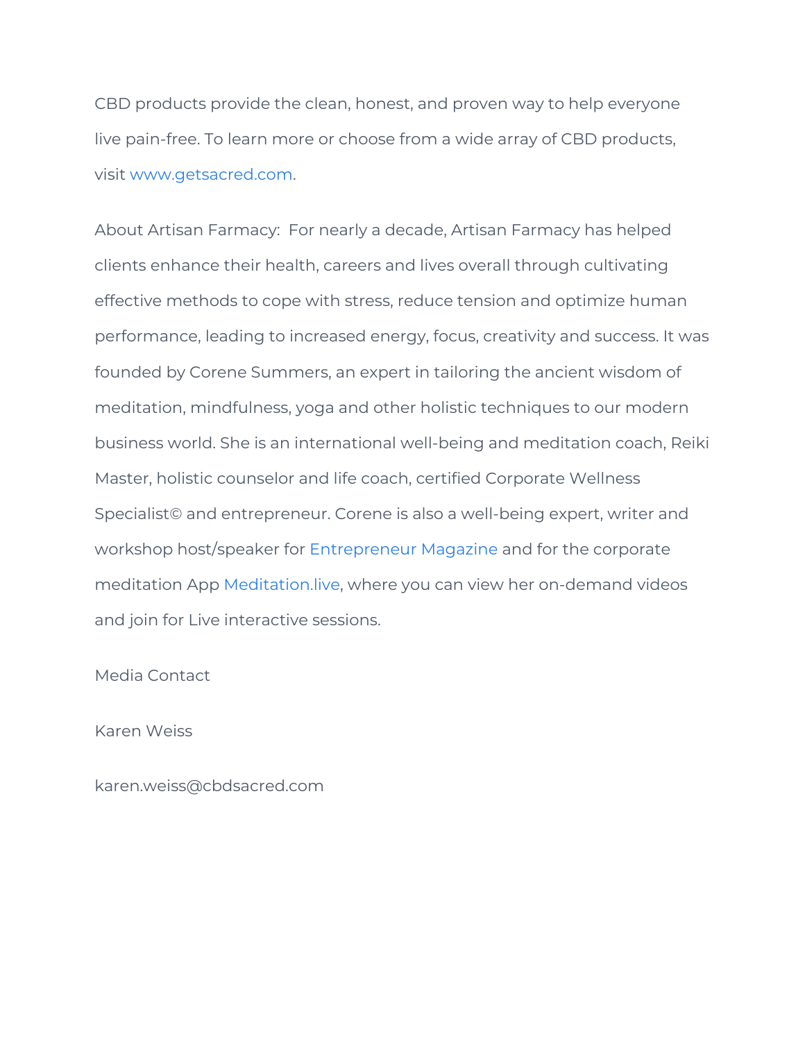CBD products provide the clean, honest, and proven way to help everyone live pain-free. To learn more or choose from a wide array of CBD products, visit www.getsacred.com.

About Artisan Farmacy: For nearly a decade, Artisan Farmacy has helped clients enhance their health, careers and lives overall through cultivating effective methods to cope with stress, reduce tension and optimize human performance, leading to increased energy, focus, creativity and success. It was founded by Corene Summers, an expert in tailoring the ancient wisdom of meditation, mindfulness, yoga and other holistic techniques to our modern business world. She is an international well-being and meditation coach, Reiki Master, holistic counselor and life coach, certified Corporate Wellness Specialist© and entrepreneur. Corene is also a well-being expert, writer and workshop host/speaker for Entrepreneur Magazine and for the corporate meditation App Meditation.live, where you can view her on-demand videos and join for Live interactive sessions.

Media Contact

Karen Weiss

karen.weiss@cbdsacred.com